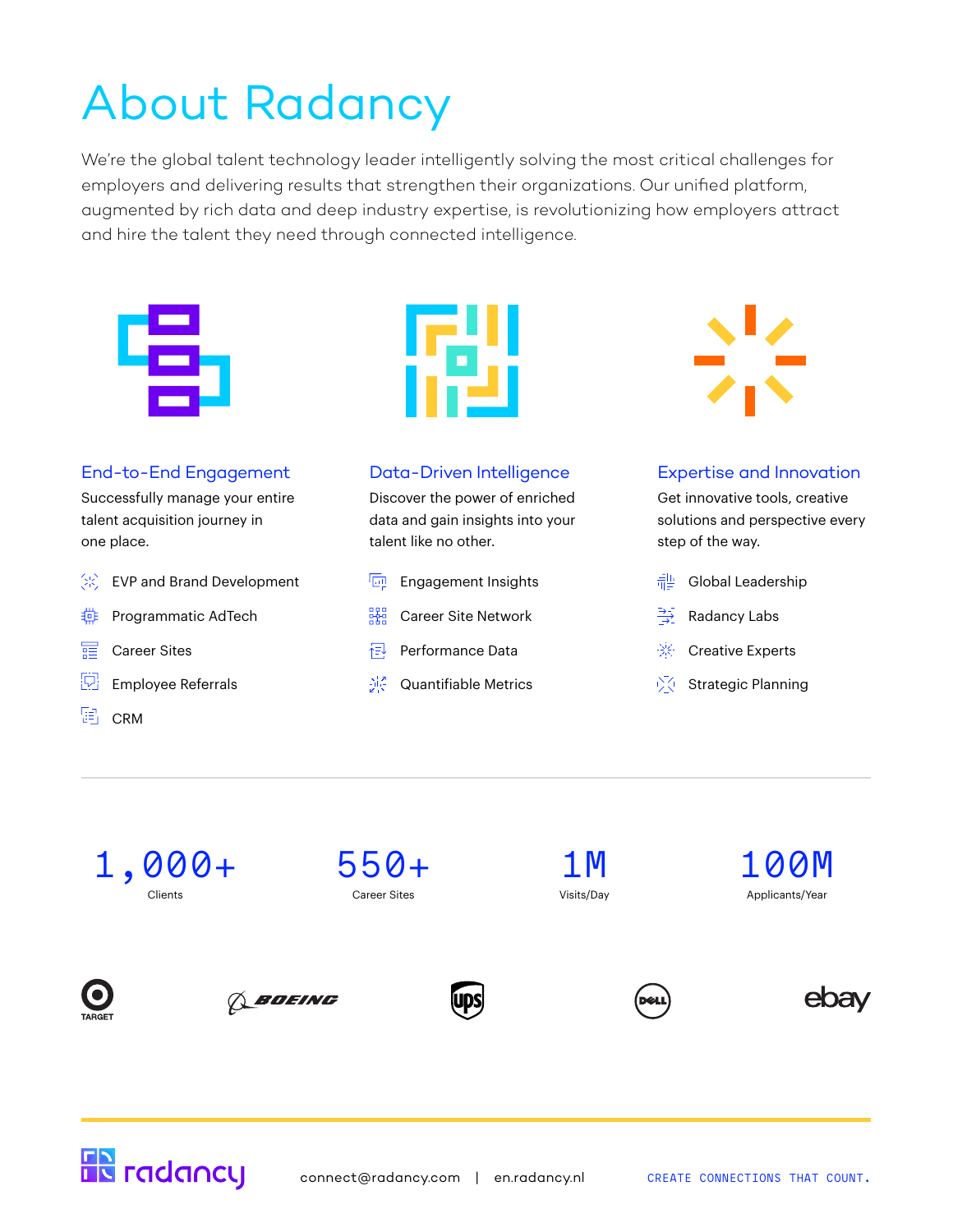# About Radancy

We're the global talent technology leader intelligently solving the most critical challenges for employers and delivering results that strengthen their organizations. Our unified platform, augmented by rich data and deep industry expertise, is revolutionizing how employers attract and hire the talent they need through connected intelligence.

## End-to-End Engagement

Successfully manage your entire talent acquisition journey in one place.

- EVP and Brand Development
- Programmatic AdTech
- Career Sites
- Employee Referrals
- CRM

## Data-Driven Intelligence

Discover the power of enriched data and gain insights into your talent like no other.

- Engagement Insights
- Career Site Network
- Performance Data
- Quantifiable Metrics

## Expertise and Innovation

Get innovative tools, creative solutions and perspective every step of the way.

- Global Leadership
- Radancy Labs
- Creative Experts
- Strategic Planning

---

**1,000+** Clients

**550+** Career Sites

**1M** Visits/Day

**100M** Applicants/Year

TARGET | BOEING | UPS | DELL | ebay

radancy

connect@radancy.com | en.radancy.nl

CREATE CONNECTIONS THAT COUNT.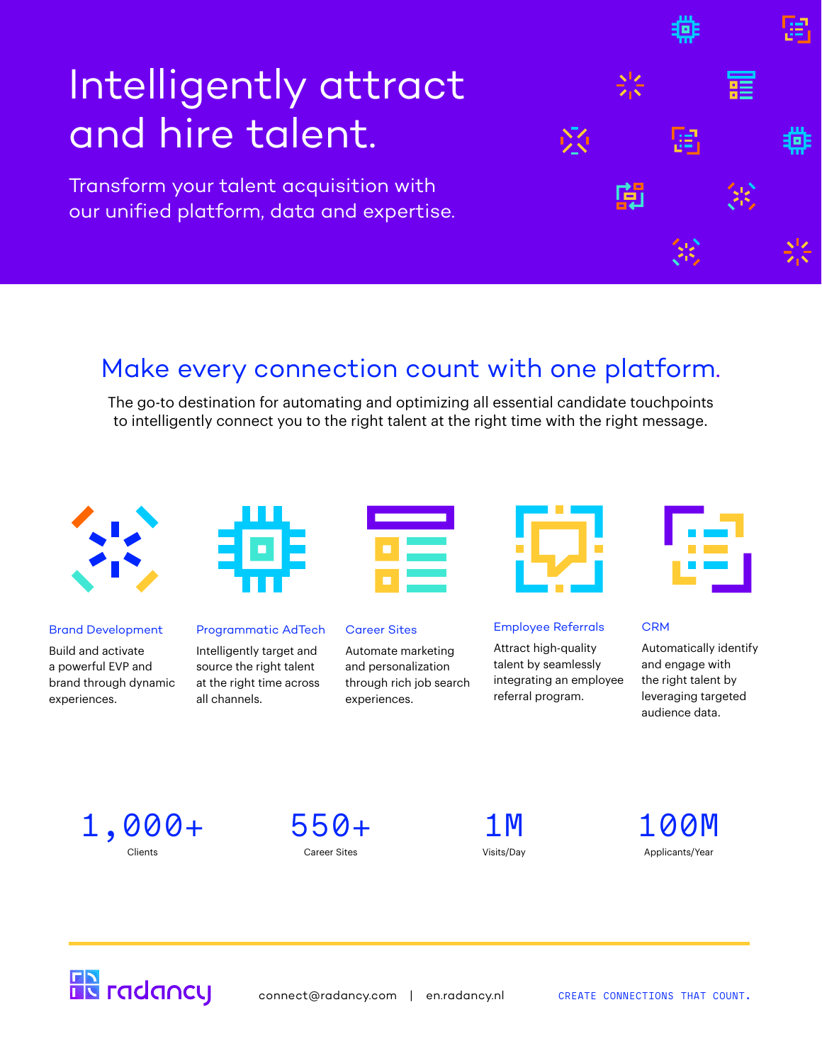# Intelligently attract and hire talent.

Transform your talent acquisition with our unified platform, data and expertise.

## Make every connection count with one platform.

The go-to destination for automating and optimizing all essential candidate touchpoints to intelligently connect you to the right talent at the right time with the right message.

### Brand Development

Build and activate a powerful EVP and brand through dynamic experiences.

### Programmatic AdTech

Intelligently target and source the right talent at the right time across all channels.

### Career Sites

Automate marketing and personalization through rich job search experiences.

### Employee Referrals

Attract high-quality talent by seamlessly integrating an employee referral program.

### CRM

Automatically identify and engage with the right talent by leveraging targeted audience data.

**1,000+**
Clients

**550+**
Career Sites

**1M**
Visits/Day

**100M**
Applicants/Year

radancy

connect@radancy.com | en.radancy.nl

CREATE CONNECTIONS THAT COUNT.